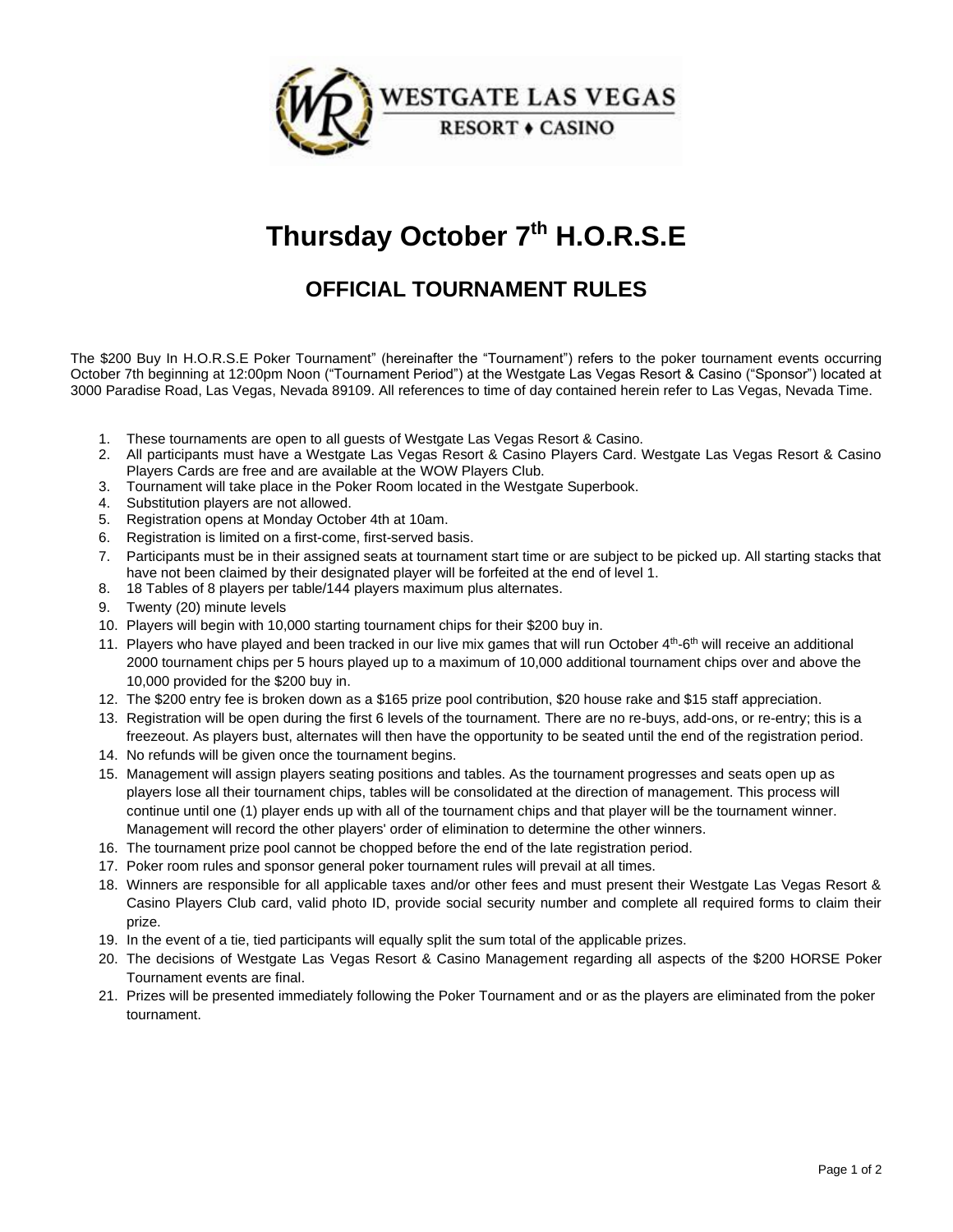# Thursday October 7th H.O.R.S.E

## OFFICIAL TOURNAMENT RULES

The $200 Buy In H.O.R.S.E Poker Tournament" (hereinafter the "Tournament") refers to the poker tournament events occurring October 7th beginning at 12:00pm Noon ("Tournament Period") at the Westgate Las Vegas Resort & Casino ("Sponsor") located at 3000 Paradise Road, Las Vegas, Nevada 89109. All references to time of day contained herein refer to Las Vegas, Nevada Time.

1. These tournaments are open to all guests of Westgate Las Vegas Resort & Casino.
2. All participants must have a Westgate Las Vegas Resort & Casino Players Card. Westgate Las Vegas Resort & Casino Players Cards are free and are available at the WOW Players Club.
3. Tournament will take place in the Poker Room located in the Westgate Superbook.
4. Substitution players are not allowed.
5. Registration opens at Monday October 4th at 10am.
6. Registration is limited on a first-come, first-served basis.
7. Participants must be in their assigned seats at tournament start time or are subject to be picked up. All starting stacks that have not been claimed by their designated player will be forfeited at the end of level 1.
8. 18 Tables of 8 players per table/144 players maximum plus alternates.
9. Twenty (20) minute levels
10. Players will begin with 10,000 starting tournament chips for their $200 buy in.
11. Players who have played and been tracked in our live mix games that will run October 4th-6th will receive an additional 2000 tournament chips per 5 hours played up to a maximum of 10,000 additional tournament chips over and above the 10,000 provided for the $200 buy in.
12. The $200 entry fee is broken down as a $165 prize pool contribution, $20 house rake and $15 staff appreciation.
13. Registration will be open during the first 6 levels of the tournament. There are no re-buys, add-ons, or re-entry; this is a freezeout. As players bust, alternates will then have the opportunity to be seated until the end of the registration period.
14. No refunds will be given once the tournament begins.
15. Management will assign players seating positions and tables. As the tournament progresses and seats open up as players lose all their tournament chips, tables will be consolidated at the direction of management. This process will continue until one (1) player ends up with all of the tournament chips and that player will be the tournament winner. Management will record the other players' order of elimination to determine the other winners.
16. The tournament prize pool cannot be chopped before the end of the late registration period.
17. Poker room rules and sponsor general poker tournament rules will prevail at all times.
18. Winners are responsible for all applicable taxes and/or other fees and must present their Westgate Las Vegas Resort & Casino Players Club card, valid photo ID, provide social security number and complete all required forms to claim their prize.
19. In the event of a tie, tied participants will equally split the sum total of the applicable prizes.
20. The decisions of Westgate Las Vegas Resort & Casino Management regarding all aspects of the $200 HORSE Poker Tournament events are final.
21. Prizes will be presented immediately following the Poker Tournament and or as the players are eliminated from the poker tournament.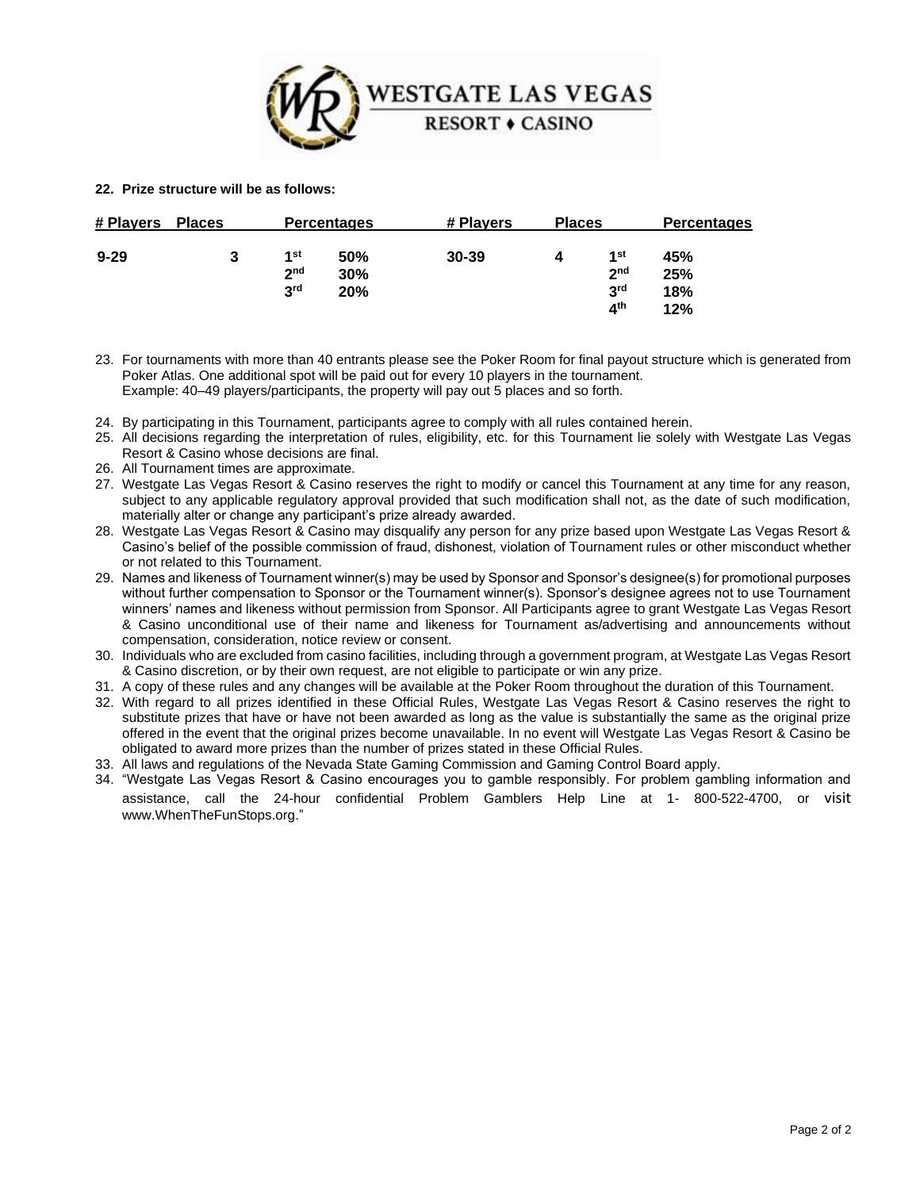**22. Prize structure will be as follows:**

| # Players | Places | Percentages | | # Players | Places | Percentages | |
|---|---|---|---|---|---|---|---|
| 9-29 | 3 | 1st | 50% | 30-39 | 4 | 1st | 45% |
| | | 2nd | 30% | | | 2nd | 25% |
| | | 3rd | 20% | | | 3rd | 18% |
| | | | | | | 4th | 12% |

23. For tournaments with more than 40 entrants please see the Poker Room for final payout structure which is generated from Poker Atlas. One additional spot will be paid out for every 10 players in the tournament.
    Example: 40–49 players/participants, the property will pay out 5 places and so forth.
24. By participating in this Tournament, participants agree to comply with all rules contained herein.
25. All decisions regarding the interpretation of rules, eligibility, etc. for this Tournament lie solely with Westgate Las Vegas Resort & Casino whose decisions are final.
26. All Tournament times are approximate.
27. Westgate Las Vegas Resort & Casino reserves the right to modify or cancel this Tournament at any time for any reason, subject to any applicable regulatory approval provided that such modification shall not, as the date of such modification, materially alter or change any participant's prize already awarded.
28. Westgate Las Vegas Resort & Casino may disqualify any person for any prize based upon Westgate Las Vegas Resort & Casino's belief of the possible commission of fraud, dishonest, violation of Tournament rules or other misconduct whether or not related to this Tournament.
29. Names and likeness of Tournament winner(s) may be used by Sponsor and Sponsor's designee(s) for promotional purposes without further compensation to Sponsor or the Tournament winner(s). Sponsor's designee agrees not to use Tournament winners' names and likeness without permission from Sponsor. All Participants agree to grant Westgate Las Vegas Resort & Casino unconditional use of their name and likeness for Tournament as/advertising and announcements without compensation, consideration, notice review or consent.
30. Individuals who are excluded from casino facilities, including through a government program, at Westgate Las Vegas Resort & Casino discretion, or by their own request, are not eligible to participate or win any prize.
31. A copy of these rules and any changes will be available at the Poker Room throughout the duration of this Tournament.
32. With regard to all prizes identified in these Official Rules, Westgate Las Vegas Resort & Casino reserves the right to substitute prizes that have or have not been awarded as long as the value is substantially the same as the original prize offered in the event that the original prizes become unavailable. In no event will Westgate Las Vegas Resort & Casino be obligated to award more prizes than the number of prizes stated in these Official Rules.
33. All laws and regulations of the Nevada State Gaming Commission and Gaming Control Board apply.
34. "Westgate Las Vegas Resort & Casino encourages you to gamble responsibly. For problem gambling information and assistance, call the 24-hour confidential Problem Gamblers Help Line at 1- 800-522-4700, or visit www.WhenTheFunStops.org."